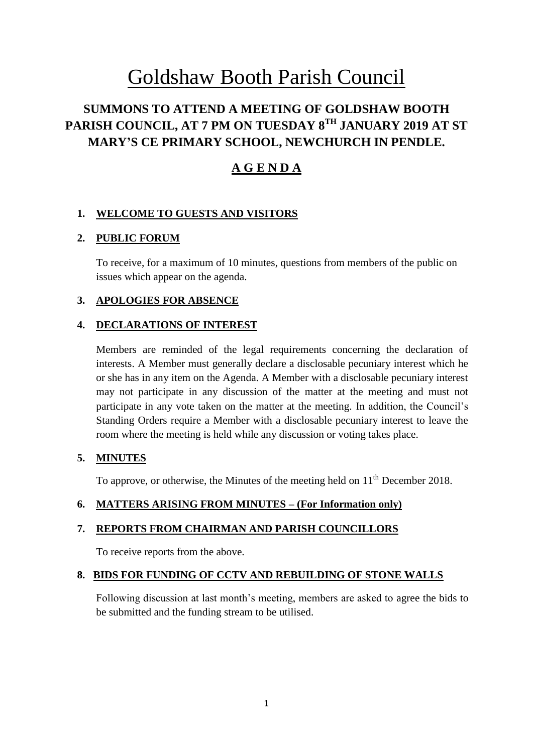# Goldshaw Booth Parish Council

## SUMMONS TO ATTEND A MEETING OF GOLDSHAW BOOTH PARISH COUNCIL, AT 7 PM ON TUESDAY 8TH JANUARY 2019 AT ST MARY'S CE PRIMARY SCHOOL, NEWCHURCH IN PENDLE.

## A G E N D A

1. **WELCOME TO GUESTS AND VISITORS**

2. **PUBLIC FORUM**

   To receive, for a maximum of 10 minutes, questions from members of the public on issues which appear on the agenda.

3. **APOLOGIES FOR ABSENCE**

4. **DECLARATIONS OF INTEREST**

   Members are reminded of the legal requirements concerning the declaration of interests. A Member must generally declare a disclosable pecuniary interest which he or she has in any item on the Agenda. A Member with a disclosable pecuniary interest may not participate in any discussion of the matter at the meeting and must not participate in any vote taken on the matter at the meeting. In addition, the Council's Standing Orders require a Member with a disclosable pecuniary interest to leave the room where the meeting is held while any discussion or voting takes place.

5. **MINUTES**

   To approve, or otherwise, the Minutes of the meeting held on 11th December 2018.

6. **MATTERS ARISING FROM MINUTES – (For Information only)**

7. **REPORTS FROM CHAIRMAN AND PARISH COUNCILLORS**

   To receive reports from the above.

8. **BIDS FOR FUNDING OF CCTV AND REBUILDING OF STONE WALLS**

   Following discussion at last month's meeting, members are asked to agree the bids to be submitted and the funding stream to be utilised.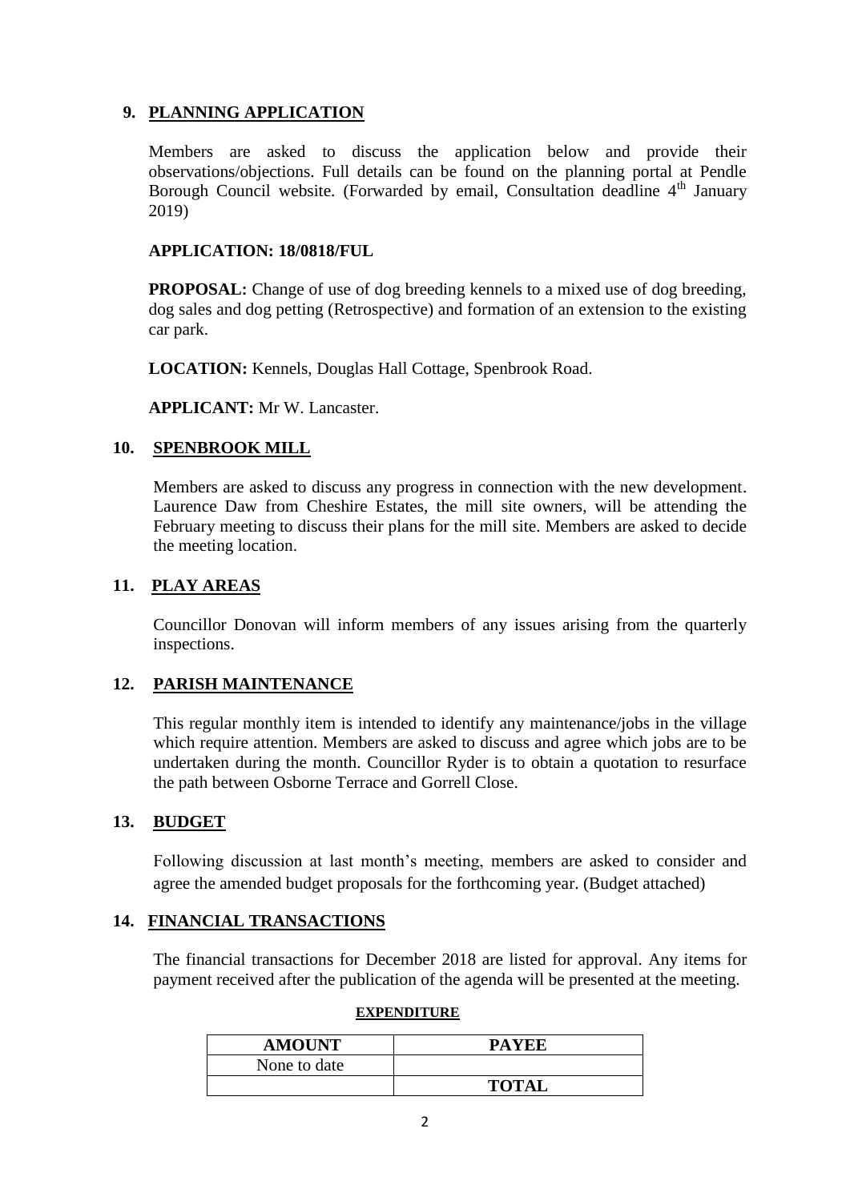## 9. PLANNING APPLICATION

Members are asked to discuss the application below and provide their observations/objections. Full details can be found on the planning portal at Pendle Borough Council website. (Forwarded by email, Consultation deadline 4th January 2019)

**APPLICATION: 18/0818/FUL**

**PROPOSAL:** Change of use of dog breeding kennels to a mixed use of dog breeding, dog sales and dog petting (Retrospective) and formation of an extension to the existing car park.

**LOCATION:** Kennels, Douglas Hall Cottage, Spenbrook Road.

**APPLICANT:** Mr W. Lancaster.

## 10. SPENBROOK MILL

Members are asked to discuss any progress in connection with the new development. Laurence Daw from Cheshire Estates, the mill site owners, will be attending the February meeting to discuss their plans for the mill site. Members are asked to decide the meeting location.

## 11. PLAY AREAS

Councillor Donovan will inform members of any issues arising from the quarterly inspections.

## 12. PARISH MAINTENANCE

This regular monthly item is intended to identify any maintenance/jobs in the village which require attention. Members are asked to discuss and agree which jobs are to be undertaken during the month. Councillor Ryder is to obtain a quotation to resurface the path between Osborne Terrace and Gorrell Close.

## 13. BUDGET

Following discussion at last month's meeting, members are asked to consider and agree the amended budget proposals for the forthcoming year. (Budget attached)

## 14. FINANCIAL TRANSACTIONS

The financial transactions for December 2018 are listed for approval. Any items for payment received after the publication of the agenda will be presented at the meeting.

**EXPENDITURE**

| AMOUNT | PAYEE |
|---|---|
| None to date | |
| | **TOTAL** |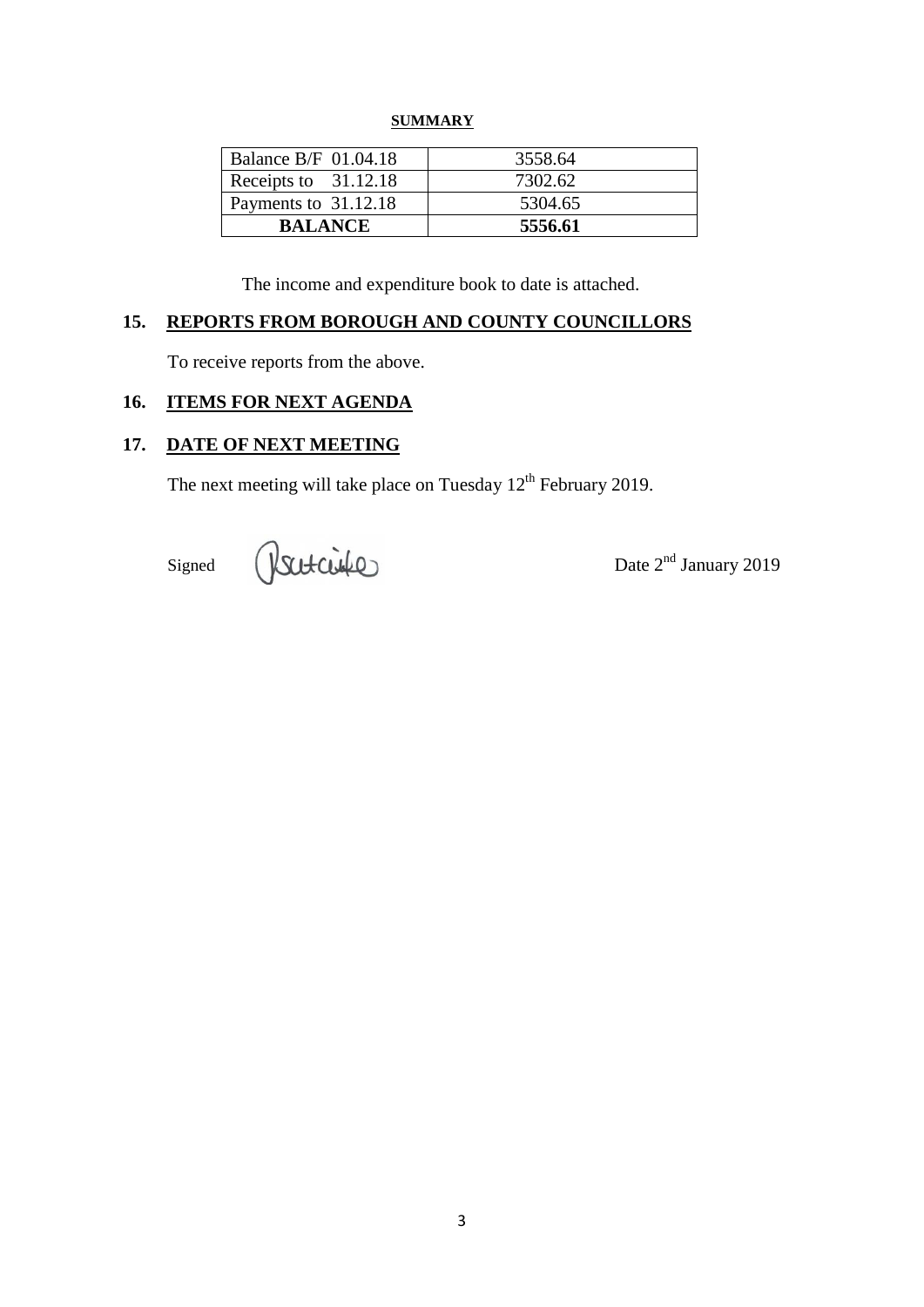**SUMMARY**

| | |
|---|---|
| Balance B/F 01.04.18 | 3558.64 |
| Receipts to 31.12.18 | 7302.62 |
| Payments to 31.12.18 | 5304.65 |
| **BALANCE** | **5556.61** |

The income and expenditure book to date is attached.

## 15. REPORTS FROM BOROUGH AND COUNTY COUNCILLORS

To receive reports from the above.

## 16. ITEMS FOR NEXT AGENDA

## 17. DATE OF NEXT MEETING

The next meeting will take place on Tuesday 12th February 2019.

Signed Rsutcliffe

Date 2nd January 2019